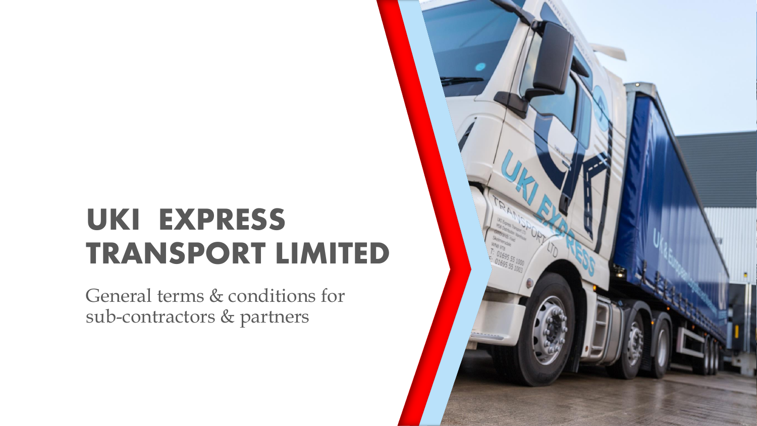# UKI EXPRESS TRANSPORT LIMITED

General terms & conditions for sub-contractors & partners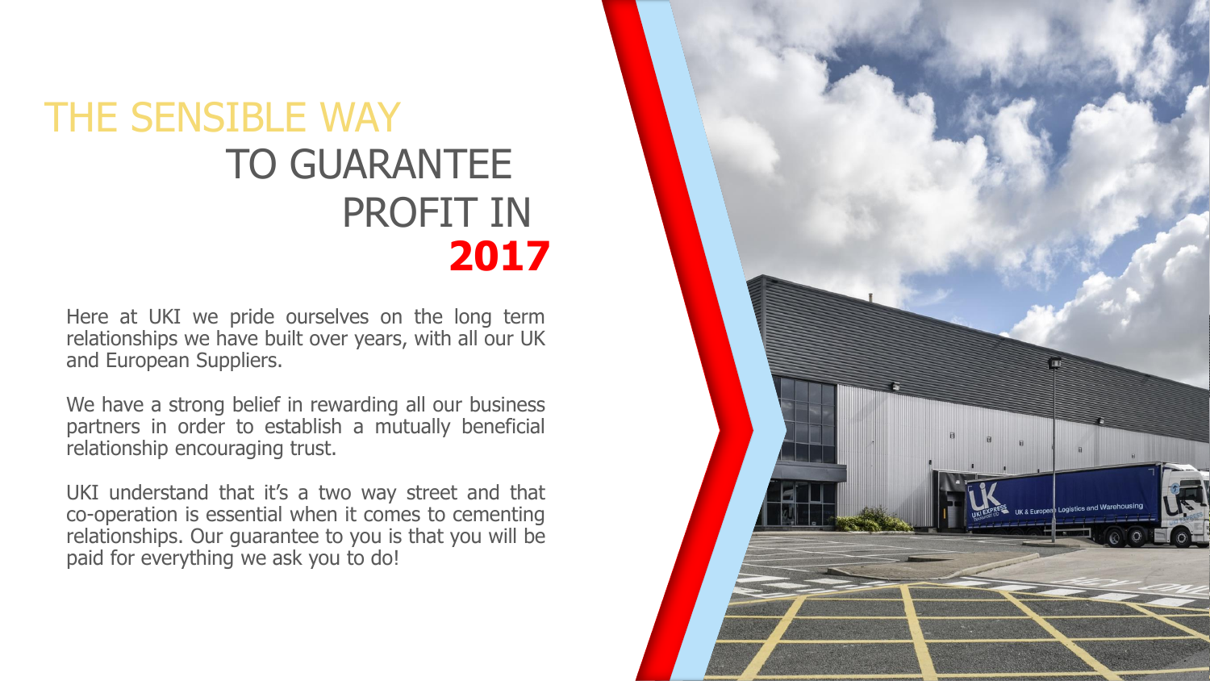# THE SENSIBLE WAY TO GUARANTEE PROFIT IN **2017**

Here at UKI we pride ourselves on the long term relationships we have built over years, with all our UK and European Suppliers.

We have a strong belief in rewarding all our business partners in order to establish a mutually beneficial relationship encouraging trust.

UKI understand that it's a two way street and that co-operation is essential when it comes to cementing relationships. Our guarantee to you is that you will be paid for everything we ask you to do!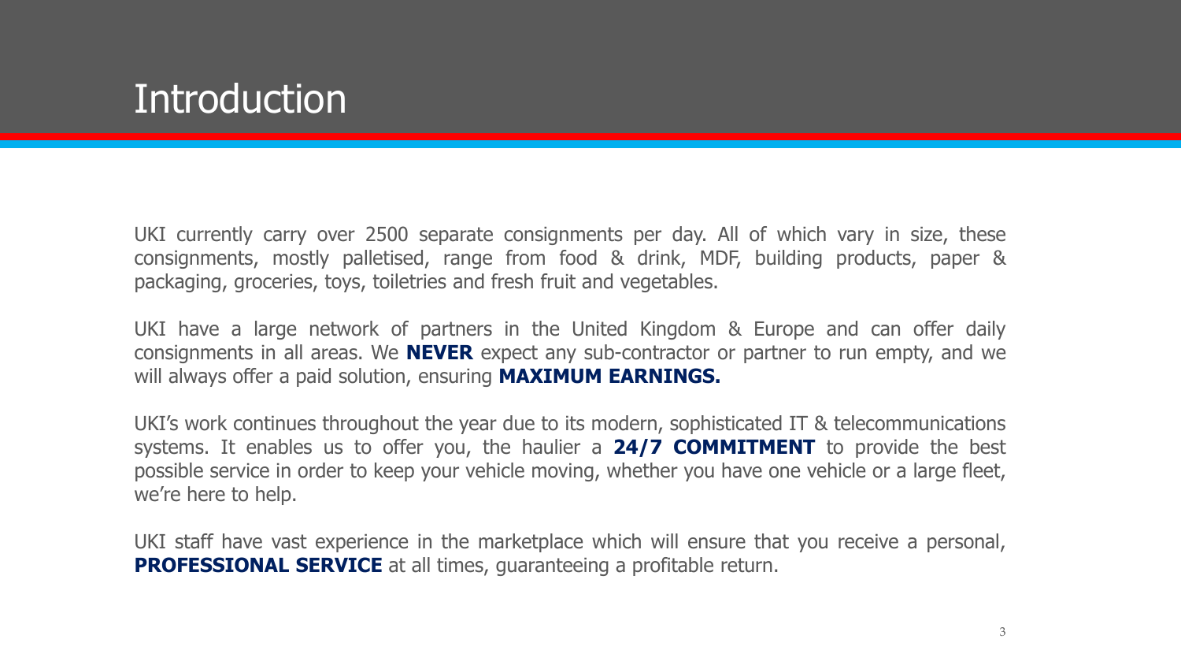# Introduction

UKI currently carry over 2500 separate consignments per day. All of which vary in size, these consignments, mostly palletised, range from food & drink, MDF, building products, paper & packaging, groceries, toys, toiletries and fresh fruit and vegetables.

UKI have a large network of partners in the United Kingdom & Europe and can offer daily consignments in all areas. We **NEVER** expect any sub-contractor or partner to run empty, and we will always offer a paid solution, ensuring **MAXIMUM EARNINGS.**

UKI's work continues throughout the year due to its modern, sophisticated IT & telecommunications systems. It enables us to offer you, the haulier a **24/7 COMMITMENT** to provide the best possible service in order to keep your vehicle moving, whether you have one vehicle or a large fleet, we're here to help.

UKI staff have vast experience in the marketplace which will ensure that you receive a personal, **PROFESSIONAL SERVICE** at all times, guaranteeing a profitable return.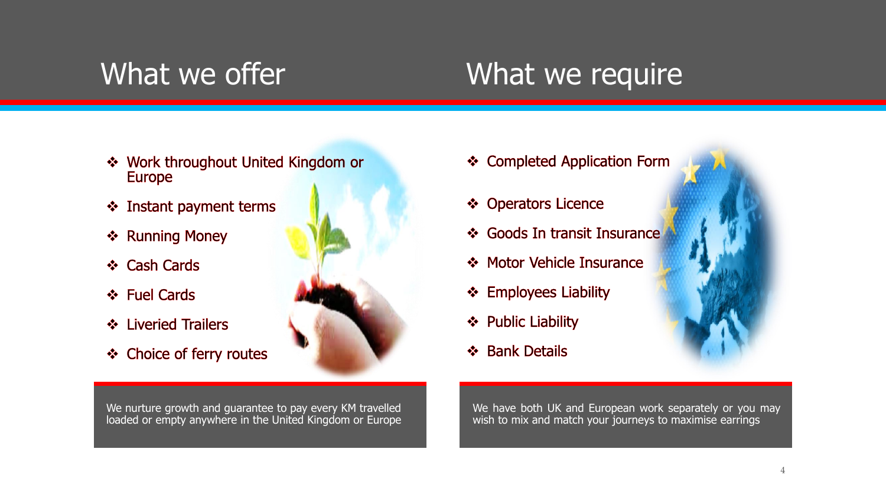## What we offer

- Work throughout United Kingdom or Europe
- Instant payment terms
- Running Money
- Cash Cards
- Fuel Cards
- Liveried Trailers
- Choice of ferry routes

We nurture growth and guarantee to pay every KM travelled loaded or empty anywhere in the United Kingdom or Europe

## What we require

- Completed Application Form
- Operators Licence
- Goods In transit Insurance
- Motor Vehicle Insurance
- Employees Liability
- Public Liability
- Bank Details

We have both UK and European work separately or you may wish to mix and match your journeys to maximise earrings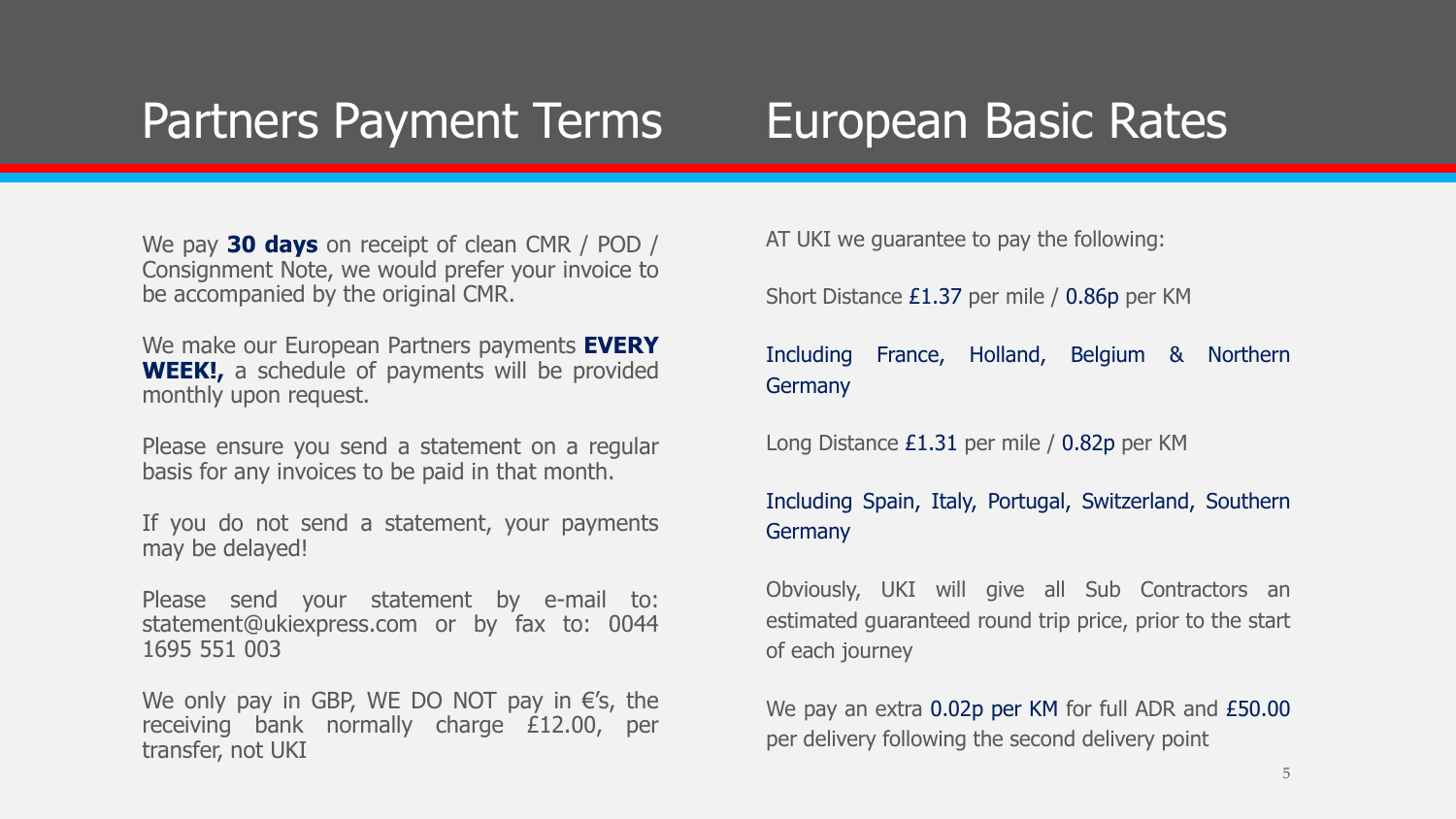# Partners Payment Terms

We pay **30 days** on receipt of clean CMR / POD / Consignment Note, we would prefer your invoice to be accompanied by the original CMR.

We make our European Partners payments **EVERY WEEK!,** a schedule of payments will be provided monthly upon request.

Please ensure you send a statement on a regular basis for any invoices to be paid in that month.

If you do not send a statement, your payments may be delayed!

Please send your statement by e-mail to: statement@ukiexpress.com or by fax to: 0044 1695 551 003

We only pay in GBP, WE DO NOT pay in €'s, the receiving bank normally charge £12.00, per transfer, not UKI

# European Basic Rates

AT UKI we guarantee to pay the following:

Short Distance £1.37 per mile / 0.86p per KM

Including France, Holland, Belgium & Northern Germany

Long Distance £1.31 per mile / 0.82p per KM

Including Spain, Italy, Portugal, Switzerland, Southern Germany

Obviously, UKI will give all Sub Contractors an estimated guaranteed round trip price, prior to the start of each journey

We pay an extra 0.02p per KM for full ADR and £50.00 per delivery following the second delivery point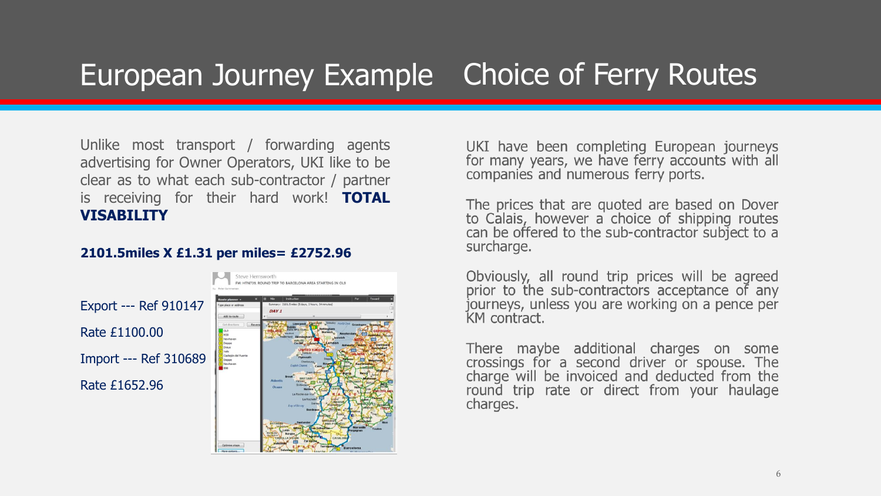# European Journey Example Choice of Ferry Routes

Unlike most transport / forwarding agents advertising for Owner Operators, UKI like to be clear as to what each sub-contractor / partner is receiving for their hard work! **TOTAL VISABILITY**

**2101.5miles X £1.31 per miles= £2752.96**

Export --- Ref 910147

Rate £1100.00

Import --- Ref 310689

Rate £1652.96

UKI have been completing European journeys for many years, we have ferry accounts with all companies and numerous ferry ports.

The prices that are quoted are based on Dover to Calais, however a choice of shipping routes can be offered to the sub-contractor subject to a surcharge.

Obviously, all round trip prices will be agreed prior to the sub-contractors acceptance of any journeys, unless you are working on a pence per KM contract.

There maybe additional charges on some crossings for a second driver or spouse. The charge will be invoiced and deducted from the round trip rate or direct from your haulage charges.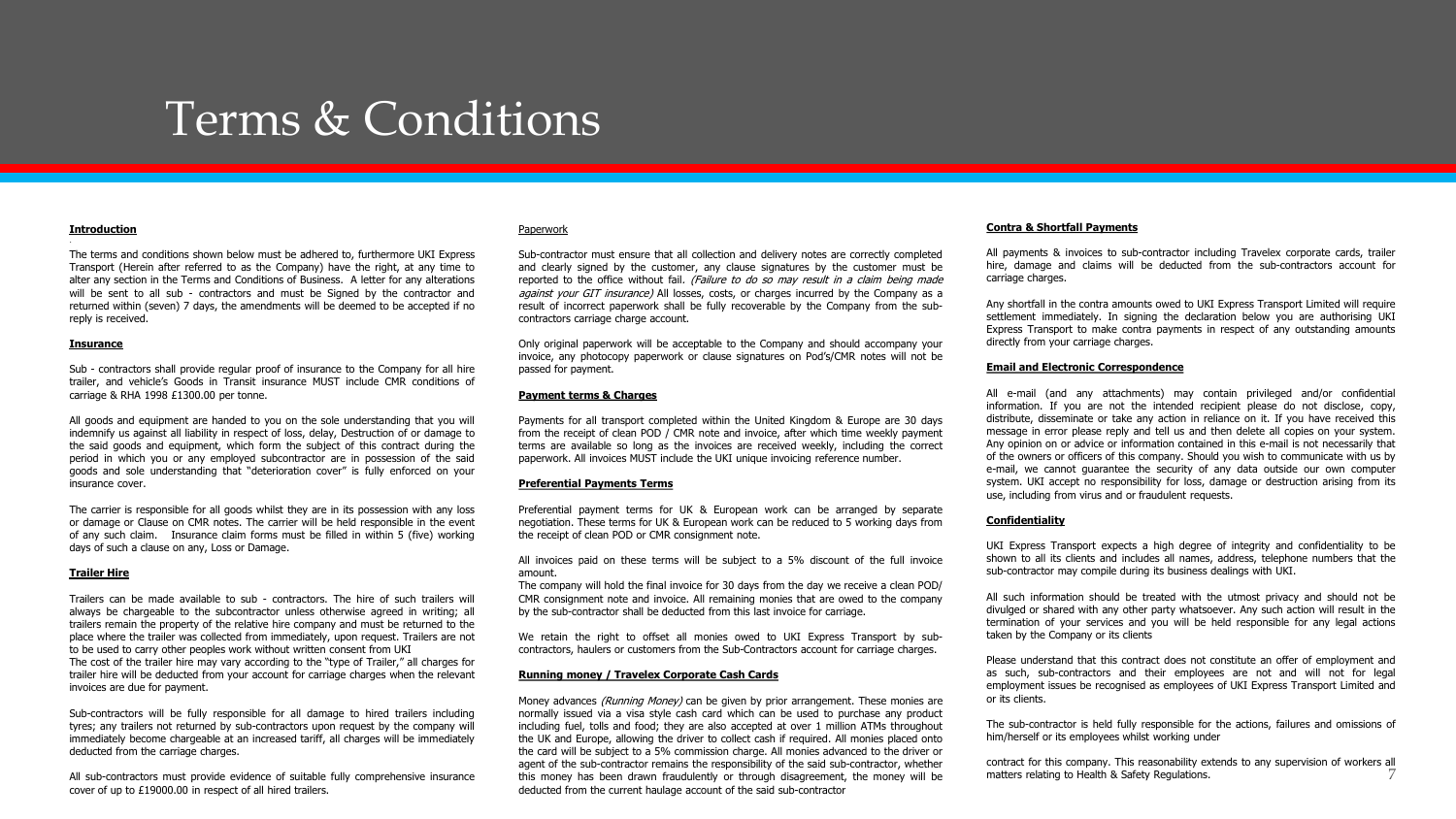# Terms & Conditions

**Introduction**

The terms and conditions shown below must be adhered to, furthermore UKI Express Transport (Herein after referred to as the Company) have the right, at any time to alter any section in the Terms and Conditions of Business. A letter for any alterations will be sent to all sub - contractors and must be Signed by the contractor and returned within (seven) 7 days, the amendments will be deemed to be accepted if no reply is received.

**Insurance**

Sub - contractors shall provide regular proof of insurance to the Company for all hire trailer, and vehicle's Goods in Transit insurance MUST include CMR conditions of carriage & RHA 1998 £1300.00 per tonne.

All goods and equipment are handed to you on the sole understanding that you will indemnify us against all liability in respect of loss, delay, Destruction of or damage to the said goods and equipment, which form the subject of this contract during the period in which you or any employed subcontractor are in possession of the said goods and sole understanding that "deterioration cover" is fully enforced on your insurance cover.

The carrier is responsible for all goods whilst they are in its possession with any loss or damage or Clause on CMR notes. The carrier will be held responsible in the event of any such claim. Insurance claim forms must be filled in within 5 (five) working days of such a clause on any, Loss or Damage.

**Trailer Hire**

Trailers can be made available to sub - contractors. The hire of such trailers will always be chargeable to the subcontractor unless otherwise agreed in writing; all trailers remain the property of the relative hire company and must be returned to the place where the trailer was collected from immediately, upon request. Trailers are not to be used to carry other peoples work without written consent from UKI

The cost of the trailer hire may vary according to the "type of Trailer," all charges for trailer hire will be deducted from your account for carriage charges when the relevant invoices are due for payment.

Sub-contractors will be fully responsible for all damage to hired trailers including tyres; any trailers not returned by sub-contractors upon request by the company will immediately become chargeable at an increased tariff, all charges will be immediately deducted from the carriage charges.

All sub-contractors must provide evidence of suitable fully comprehensive insurance cover of up to £19000.00 in respect of all hired trailers.

Paperwork

Sub-contractor must ensure that all collection and delivery notes are correctly completed and clearly signed by the customer, any clause signatures by the customer must be reported to the office without fail. *(Failure to do so may result in a claim being made against your GIT insurance)* All losses, costs, or charges incurred by the Company as a result of incorrect paperwork shall be fully recoverable by the Company from the sub-contractors carriage charge account.

Only original paperwork will be acceptable to the Company and should accompany your invoice, any photocopy paperwork or clause signatures on Pod's/CMR notes will not be passed for payment.

**Payment terms & Charges**

Payments for all transport completed within the United Kingdom & Europe are 30 days from the receipt of clean POD / CMR note and invoice, after which time weekly payment terms are available so long as the invoices are received weekly, including the correct paperwork. All invoices MUST include the UKI unique invoicing reference number.

**Preferential Payments Terms**

Preferential payment terms for UK & European work can be arranged by separate negotiation. These terms for UK & European work can be reduced to 5 working days from the receipt of clean POD or CMR consignment note.

All invoices paid on these terms will be subject to a 5% discount of the full invoice amount.

The company will hold the final invoice for 30 days from the day we receive a clean POD/ CMR consignment note and invoice. All remaining monies that are owed to the company by the sub-contractor shall be deducted from this last invoice for carriage.

We retain the right to offset all monies owed to UKI Express Transport by sub-contractors, haulers or customers from the Sub-Contractors account for carriage charges.

**Running money / Travelex Corporate Cash Cards**

Money advances *(Running Money)* can be given by prior arrangement. These monies are normally issued via a visa style cash card which can be used to purchase any product including fuel, tolls and food; they are also accepted at over 1 million ATMs throughout the UK and Europe, allowing the driver to collect cash if required. All monies placed onto the card will be subject to a 5% commission charge. All monies advanced to the driver or agent of the sub-contractor remains the responsibility of the said sub-contractor, whether this money has been drawn fraudulently or through disagreement, the money will be deducted from the current haulage account of the said sub-contractor

**Contra & Shortfall Payments**

All payments & invoices to sub-contractor including Travelex corporate cards, trailer hire, damage and claims will be deducted from the sub-contractors account for carriage charges.

Any shortfall in the contra amounts owed to UKI Express Transport Limited will require settlement immediately. In signing the declaration below you are authorising UKI Express Transport to make contra payments in respect of any outstanding amounts directly from your carriage charges.

**Email and Electronic Correspondence**

All e-mail (and any attachments) may contain privileged and/or confidential information. If you are not the intended recipient please do not disclose, copy, distribute, disseminate or take any action in reliance on it. If you have received this message in error please reply and tell us and then delete all copies on your system. Any opinion on or advice or information contained in this e-mail is not necessarily that of the owners or officers of this company. Should you wish to communicate with us by e-mail, we cannot guarantee the security of any data outside our own computer system. UKI accept no responsibility for loss, damage or destruction arising from its use, including from virus and or fraudulent requests.

**Confidentiality**

UKI Express Transport expects a high degree of integrity and confidentiality to be shown to all its clients and includes all names, address, telephone numbers that the sub-contractor may compile during its business dealings with UKI.

All such information should be treated with the utmost privacy and should not be divulged or shared with any other party whatsoever. Any such action will result in the termination of your services and you will be held responsible for any legal actions taken by the Company or its clients

Please understand that this contract does not constitute an offer of employment and as such, sub-contractors and their employees are not and will not for legal employment issues be recognised as employees of UKI Express Transport Limited and or its clients.

The sub-contractor is held fully responsible for the actions, failures and omissions of him/herself or its employees whilst working under

contract for this company. This reasonability extends to any supervision of workers all matters relating to Health & Safety Regulations.